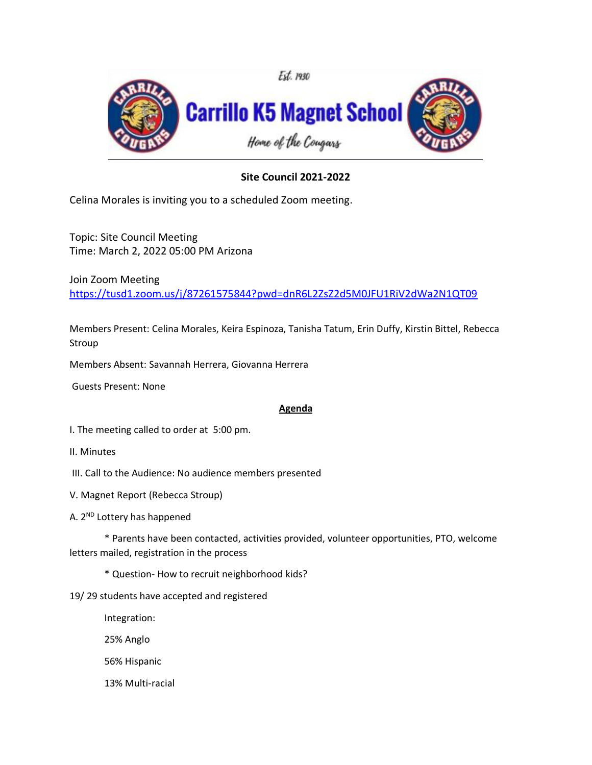Est. 1930

# Carrillo K5 Magnet School

*Home of the Cougars*

---

**Site Council 2021-2022**

Celina Morales is inviting you to a scheduled Zoom meeting.

Topic: Site Council Meeting
Time: March 2, 2022 05:00 PM Arizona

Join Zoom Meeting
https://tusd1.zoom.us/j/87261575844?pwd=dnR6L2ZsZ2d5M0JFU1RiV2dWa2N1QT09

Members Present: Celina Morales, Keira Espinoza, Tanisha Tatum, Erin Duffy, Kirstin Bittel, Rebecca Stroup

Members Absent: Savannah Herrera, Giovanna Herrera

Guests Present: None

**Agenda**

I. The meeting called to order at 5:00 pm.

II. Minutes

III. Call to the Audience: No audience members presented

V. Magnet Report (Rebecca Stroup)

A. 2ND Lottery has happened

* Parents have been contacted, activities provided, volunteer opportunities, PTO, welcome letters mailed, registration in the process

* Question- How to recruit neighborhood kids?

19/ 29 students have accepted and registered

Integration:

25% Anglo

56% Hispanic

13% Multi-racial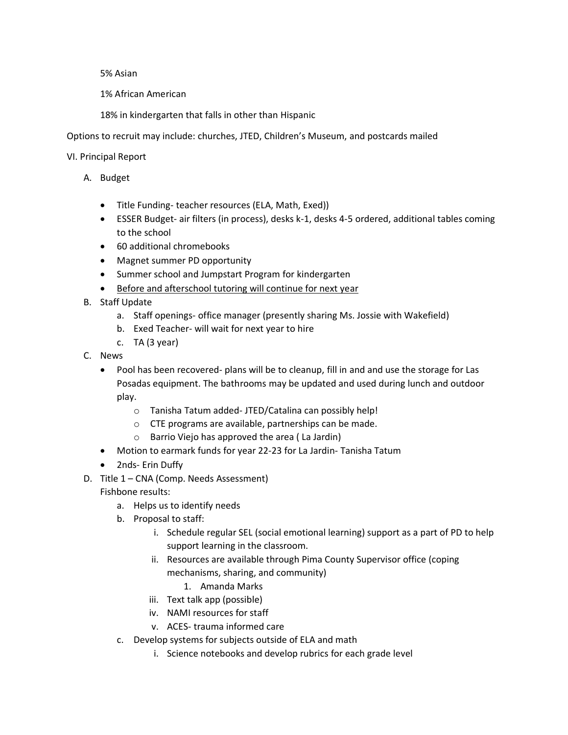5% Asian

1% African American

18% in kindergarten that falls in other than Hispanic

Options to recruit may include: churches, JTED, Children's Museum, and postcards mailed

VI. Principal Report

A. Budget

- Title Funding- teacher resources (ELA, Math, Exed))
- ESSER Budget- air filters (in process), desks k-1, desks 4-5 ordered, additional tables coming to the school
- 60 additional chromebooks
- Magnet summer PD opportunity
- Summer school and Jumpstart Program for kindergarten
- <u>Before and afterschool tutoring will continue for next year</u>

B. Staff Update

   a. Staff openings- office manager (presently sharing Ms. Jossie with Wakefield)
   b. Exed Teacher- will wait for next year to hire
   c. TA (3 year)

C. News

- Pool has been recovered- plans will be to cleanup, fill in and and use the storage for Las Posadas equipment. The bathrooms may be updated and used during lunch and outdoor play.
  - Tanisha Tatum added- JTED/Catalina can possibly help!
  - CTE programs are available, partnerships can be made.
  - Barrio Viejo has approved the area ( La Jardin)
- Motion to earmark funds for year 22-23 for La Jardin- Tanisha Tatum
- 2nds- Erin Duffy

D. Title 1 – CNA (Comp. Needs Assessment)
   Fishbone results:

   a. Helps us to identify needs
   b. Proposal to staff:
      i. Schedule regular SEL (social emotional learning) support as a part of PD to help support learning in the classroom.
      ii. Resources are available through Pima County Supervisor office (coping mechanisms, sharing, and community)
         1. Amanda Marks
      iii. Text talk app (possible)
      iv. NAMI resources for staff
      v. ACES- trauma informed care
   c. Develop systems for subjects outside of ELA and math
      i. Science notebooks and develop rubrics for each grade level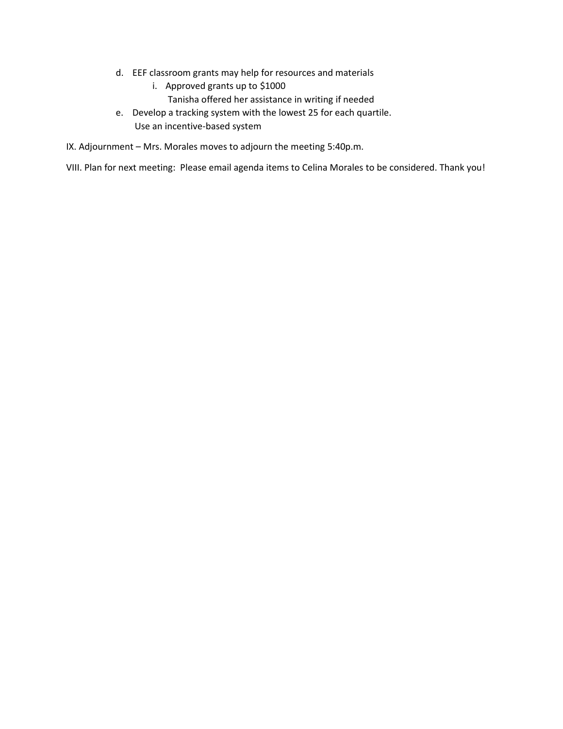d. EEF classroom grants may help for resources and materials
    i. Approved grants up to $1000
       Tanisha offered her assistance in writing if needed
e. Develop a tracking system with the lowest 25 for each quartile.
   Use an incentive-based system

IX. Adjournment – Mrs. Morales moves to adjourn the meeting 5:40p.m.

VIII. Plan for next meeting: Please email agenda items to Celina Morales to be considered. Thank you!